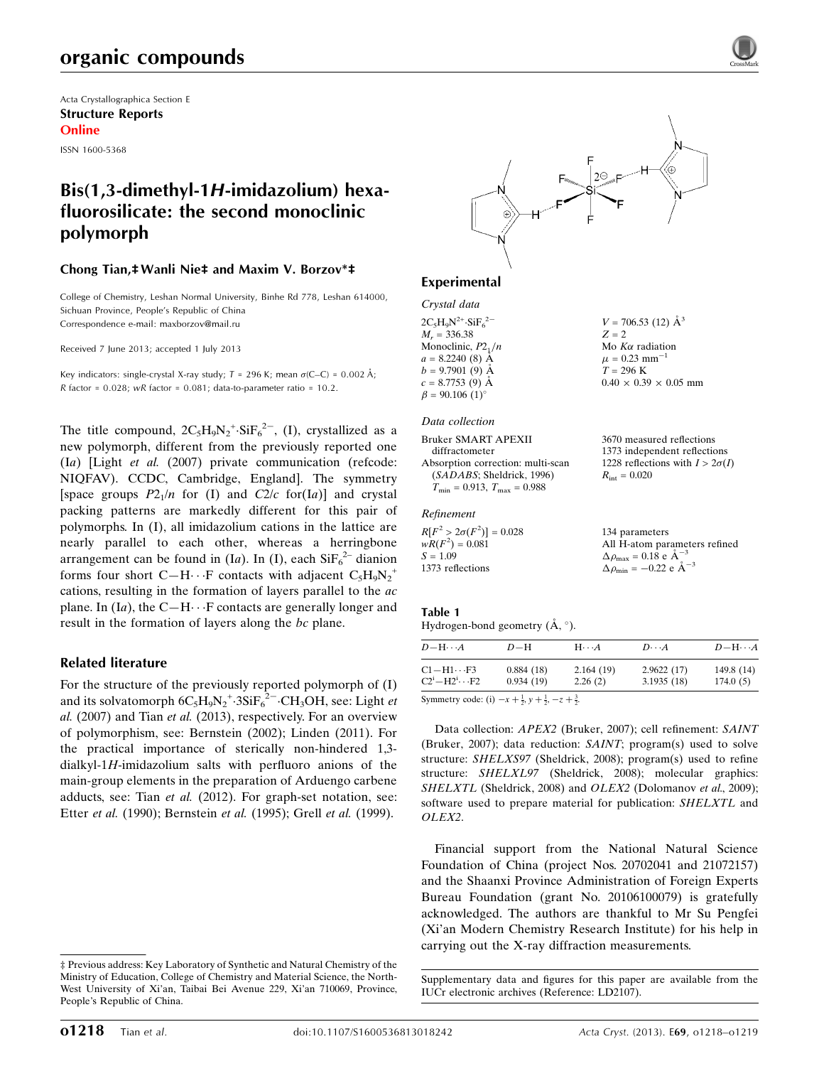Acta Crystallographica Section E
**Structure Reports**
**Online**

ISSN 1600-5368

# Bis(1,3-dimethyl-1*H*-imidazolium) hexafluorosilicate: the second monoclinic polymorph

**Chong Tian,‡ Wanli Nie‡ and Maxim V. Borzov\*‡**

College of Chemistry, Leshan Normal University, Binhe Rd 778, Leshan 614000, Sichuan Province, People's Republic of China
Correspondence e-mail: maxborzov@mail.ru

Received 7 June 2013; accepted 1 July 2013

Key indicators: single-crystal X-ray study; $T$ = 296 K; mean $\sigma$(C–C) = 0.002 Å; $R$ factor = 0.028; $wR$ factor = 0.081; data-to-parameter ratio = 10.2.

The title compound, $2C_5H_9N_2^+ \cdot SiF_6^{2-}$, (I), crystallized as a new polymorph, different from the previously reported one (I*a*) [Light *et al.* (2007) private communication (refcode: NIQFAV). CCDC, Cambridge, England]. The symmetry [space groups $P2_1/n$ for (I) and $C2/c$ for(I*a*)] and crystal packing patterns are markedly different for this pair of polymorphs. In (I), all imidazolium cations in the lattice are nearly parallel to each other, whereas a herringbone arrangement can be found in (I*a*). In (I), each $SiF_6^{2-}$ dianion forms four short C—H···F contacts with adjacent $C_5H_9N_2^+$ cations, resulting in the formation of layers parallel to the *ac* plane. In (I*a*), the C—H···F contacts are generally longer and result in the formation of layers along the *bc* plane.

## Related literature

For the structure of the previously reported polymorph of (I) and its solvatomorph $6C_5H_9N_2^+ \cdot 3SiF_6^{2-} \cdot CH_3OH$, see: Light *et al.* (2007) and Tian *et al.* (2013), respectively. For an overview of polymorphism, see: Bernstein (2002); Linden (2011). For the practical importance of sterically non-hindered 1,3-dialkyl-1*H*-imidazolium salts with perfluoro anions of the main-group elements in the preparation of Arduengo carbene adducts, see: Tian *et al.* (2012). For graph-set notation, see: Etter *et al.* (1990); Bernstein *et al.* (1995); Grell *et al.* (1999).

## Experimental

### Crystal data

$2C_5H_9N^{2+} \cdot SiF_6^{2-}$
$M_r$ = 336.38
Monoclinic, $P2_1/n$
$a$ = 8.2240 (8) Å
$b$ = 9.7901 (9) Å
$c$ = 8.7753 (9) Å
$\beta$ = 90.106 (1)°
$V$ = 706.53 (12) Å$^3$
$Z$ = 2
Mo $K\alpha$ radiation
$\mu$ = 0.23 mm$^{-1}$
$T$ = 296 K
0.40 × 0.39 × 0.05 mm

### Data collection

Bruker SMART APEXII diffractometer
Absorption correction: multi-scan (*SADABS*; Sheldrick, 1996)
$T_{min}$ = 0.913, $T_{max}$ = 0.988
3670 measured reflections
1373 independent reflections
1228 reflections with $I > 2\sigma(I)$
$R_{int}$ = 0.020

### Refinement

$R[F^2 > 2\sigma(F^2)]$ = 0.028
$wR(F^2)$ = 0.081
$S$ = 1.09
1373 reflections
134 parameters
All H-atom parameters refined
$\Delta\rho_{max}$ = 0.18 e Å$^{-3}$
$\Delta\rho_{min}$ = −0.22 e Å$^{-3}$

**Table 1**
Hydrogen-bond geometry (Å, °).

| $D$—H···$A$ | $D$—H | H···$A$ | $D$···$A$ | $D$—H···$A$ |
|---|---|---|---|---|
| C1—H1···F3 | 0.884 (18) | 2.164 (19) | 2.9622 (17) | 149.8 (14) |
| C2$^i$—H2$^i$···F2 | 0.934 (19) | 2.26 (2) | 3.1935 (18) | 174.0 (5) |

Symmetry code: (i) $-x + \frac{1}{2}, y + \frac{1}{2}, -z + \frac{3}{2}$.

Data collection: *APEX2* (Bruker, 2007); cell refinement: *SAINT* (Bruker, 2007); data reduction: *SAINT*; program(s) used to solve structure: *SHELXS97* (Sheldrick, 2008); program(s) used to refine structure: *SHELXL97* (Sheldrick, 2008); molecular graphics: *SHELXTL* (Sheldrick, 2008) and *OLEX2* (Dolomanov *et al.*, 2009); software used to prepare material for publication: *SHELXTL* and *OLEX2*.

Financial support from the National Natural Science Foundation of China (project Nos. 20702041 and 21072157) and the Shaanxi Province Administration of Foreign Experts Bureau Foundation (grant No. 20106100079) is gratefully acknowledged. The authors are thankful to Mr Su Pengfei (Xi'an Modern Chemistry Research Institute) for his help in carrying out the X-ray diffraction measurements.

Supplementary data and figures for this paper are available from the IUCr electronic archives (Reference: LD2107).

‡ Previous address: Key Laboratory of Synthetic and Natural Chemistry of the Ministry of Education, College of Chemistry and Material Science, the North-West University of Xi'an, Taibai Bei Avenue 229, Xi'an 710069, Province, People's Republic of China.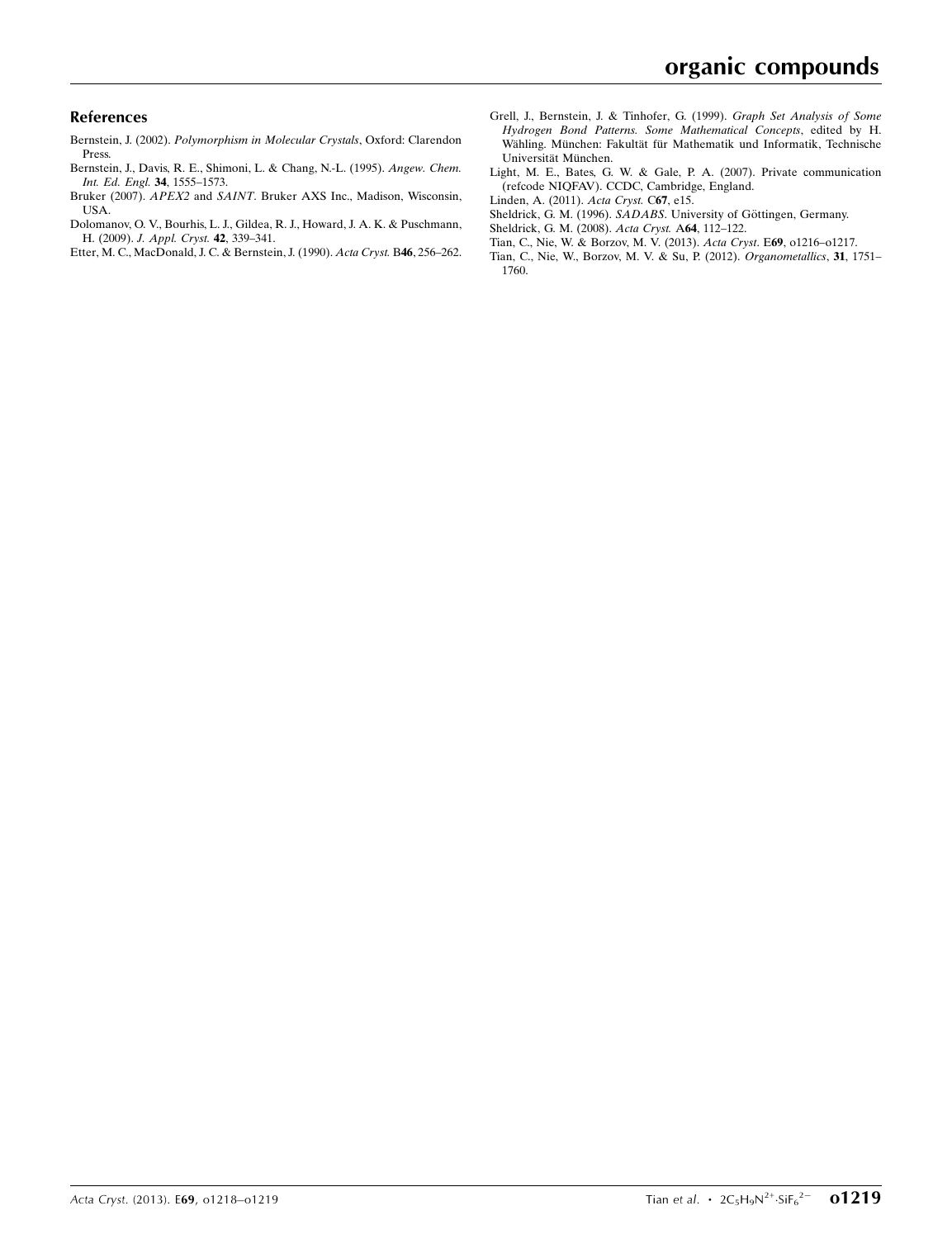## References

Bernstein, J. (2002). *Polymorphism in Molecular Crystals*, Oxford: Clarendon Press.

Bernstein, J., Davis, R. E., Shimoni, L. & Chang, N.-L. (1995). *Angew. Chem. Int. Ed. Engl.* **34**, 1555–1573.

Bruker (2007). *APEX2* and *SAINT*. Bruker AXS Inc., Madison, Wisconsin, USA.

Dolomanov, O. V., Bourhis, L. J., Gildea, R. J., Howard, J. A. K. & Puschmann, H. (2009). *J. Appl. Cryst.* **42**, 339–341.

Etter, M. C., MacDonald, J. C. & Bernstein, J. (1990). *Acta Cryst.* B**46**, 256–262.

Grell, J., Bernstein, J. & Tinhofer, G. (1999). *Graph Set Analysis of Some Hydrogen Bond Patterns. Some Mathematical Concepts*, edited by H. Wähling. München: Fakultät für Mathematik und Informatik, Technische Universität München.

Light, M. E., Bates, G. W. & Gale, P. A. (2007). Private communication (refcode NIQFAV). CCDC, Cambridge, England.

Linden, A. (2011). *Acta Cryst.* C**67**, e15.

Sheldrick, G. M. (1996). *SADABS*. University of Göttingen, Germany.

Sheldrick, G. M. (2008). *Acta Cryst.* A**64**, 112–122.

Tian, C., Nie, W. & Borzov, M. V. (2013). *Acta Cryst.* E**69**, o1216–o1217.

Tian, C., Nie, W., Borzov, M. V. & Su, P. (2012). *Organometallics*, **31**, 1751–1760.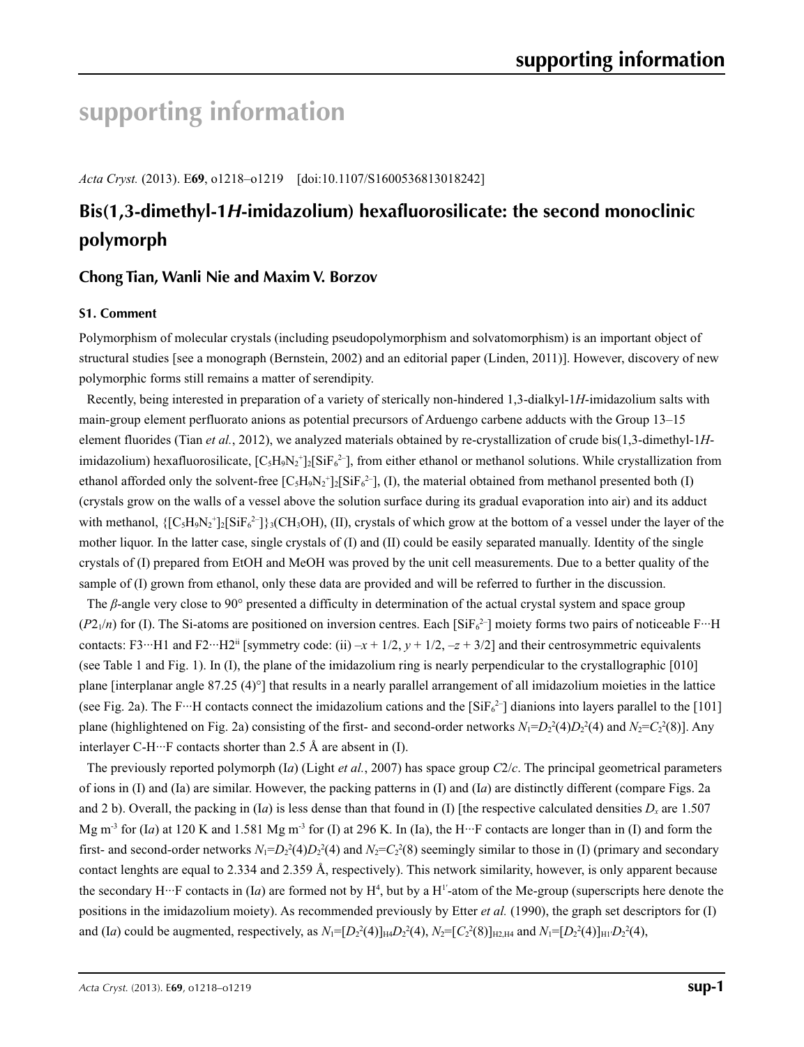# supporting information

*Acta Cryst.* (2013). E**69**, o1218–o1219    [doi:10.1107/S1600536813018242]

## Bis(1,3-dimethyl-1*H*-imidazolium) hexafluorosilicate: the second monoclinic polymorph

### Chong Tian, Wanli Nie and Maxim V. Borzov

#### S1. Comment

Polymorphism of molecular crystals (including pseudopolymorphism and solvatomorphism) is an important object of structural studies [see a monograph (Bernstein, 2002) and an editorial paper (Linden, 2011)]. However, discovery of new polymorphic forms still remains a matter of serendipity.

Recently, being interested in preparation of a variety of sterically non-hindered 1,3-dialkyl-1*H*-imidazolium salts with main-group element perfluorato anions as potential precursors of Arduengo carbene adducts with the Group 13–15 element fluorides (Tian *et al.*, 2012), we analyzed materials obtained by re-crystallization of crude bis(1,3-dimethyl-1*H*-imidazolium) hexafluorosilicate, $[C_5H_9N_2^+]_2[SiF_6^{2-}]$, from either ethanol or methanol solutions. While crystallization from ethanol afforded only the solvent-free $[C_5H_9N_2^+]_2[SiF_6^{2-}]$, (I), the material obtained from methanol presented both (I) (crystals grow on the walls of a vessel above the solution surface during its gradual evaporation into air) and its adduct with methanol, $\{[C_5H_9N_2^+]_2[SiF_6^{2-}]\}_3(CH_3OH)$, (II), crystals of which grow at the bottom of a vessel under the layer of the mother liquor. In the latter case, single crystals of (I) and (II) could be easily separated manually. Identity of the single crystals of (I) prepared from EtOH and MeOH was proved by the unit cell measurements. Due to a better quality of the sample of (I) grown from ethanol, only these data are provided and will be referred to further in the discussion.

The *β*-angle very close to 90° presented a difficulty in determination of the actual crystal system and space group ($P2_1/n$) for (I). The Si-atoms are positioned on inversion centres. Each $[SiF_6^{2-}]$ moiety forms two pairs of noticeable F···H contacts: F3···H1 and F2···H2[ii] [symmetry code: (ii) $-x + 1/2$, $y + 1/2$, $-z + 3/2$] and their centrosymmetric equivalents (see Table 1 and Fig. 1). In (I), the plane of the imidazolium ring is nearly perpendicular to the crystallographic [010] plane [interplanar angle 87.25 (4)°] that results in a nearly parallel arrangement of all imidazolium moieties in the lattice (see Fig. 2a). The F···H contacts connect the imidazolium cations and the $[SiF_6^{2-}]$ dianions into layers parallel to the [101] plane (highlightened on Fig. 2a) consisting of the first- and second-order networks $N_1=D_2^2(4)D_2^2(4)$ and $N_2=C_2^2(8)$]. Any interlayer C-H···F contacts shorter than 2.5 Å are absent in (I).

The previously reported polymorph (I*a*) (Light *et al.*, 2007) has space group $C2/c$. The principal geometrical parameters of ions in (I) and (Ia) are similar. However, the packing patterns in (I) and (I*a*) are distinctly different (compare Figs. 2a and 2 b). Overall, the packing in (I*a*) is less dense than that found in (I) [the respective calculated densities $D_x$ are 1.507 Mg m$^{-3}$ for (I*a*) at 120 K and 1.581 Mg m$^{-3}$ for (I) at 296 K. In (Ia), the H···F contacts are longer than in (I) and form the first- and second-order networks $N_1=D_2^2(4)D_2^2(4)$ and $N_2=C_2^2(8)$ seemingly similar to those in (I) (primary and secondary contact lenghts are equal to 2.334 and 2.359 Å, respectively). This network similarity, however, is only apparent because the secondary H···F contacts in (I*a*) are formed not by H$^4$, but by a H$^{1'}$-atom of the Me-group (superscripts here denote the positions in the imidazolium moiety). As recommended previously by Etter *et al.* (1990), the graph set descriptors for (I) and (I*a*) could be augmented, respectively, as $N_1=[D_2^2(4)]_{H4}D_2^2(4)$, $N_2=[C_2^2(8)]_{H2,H4}$ and $N_1=[D_2^2(4)]_{H1'}D_2^2(4)$,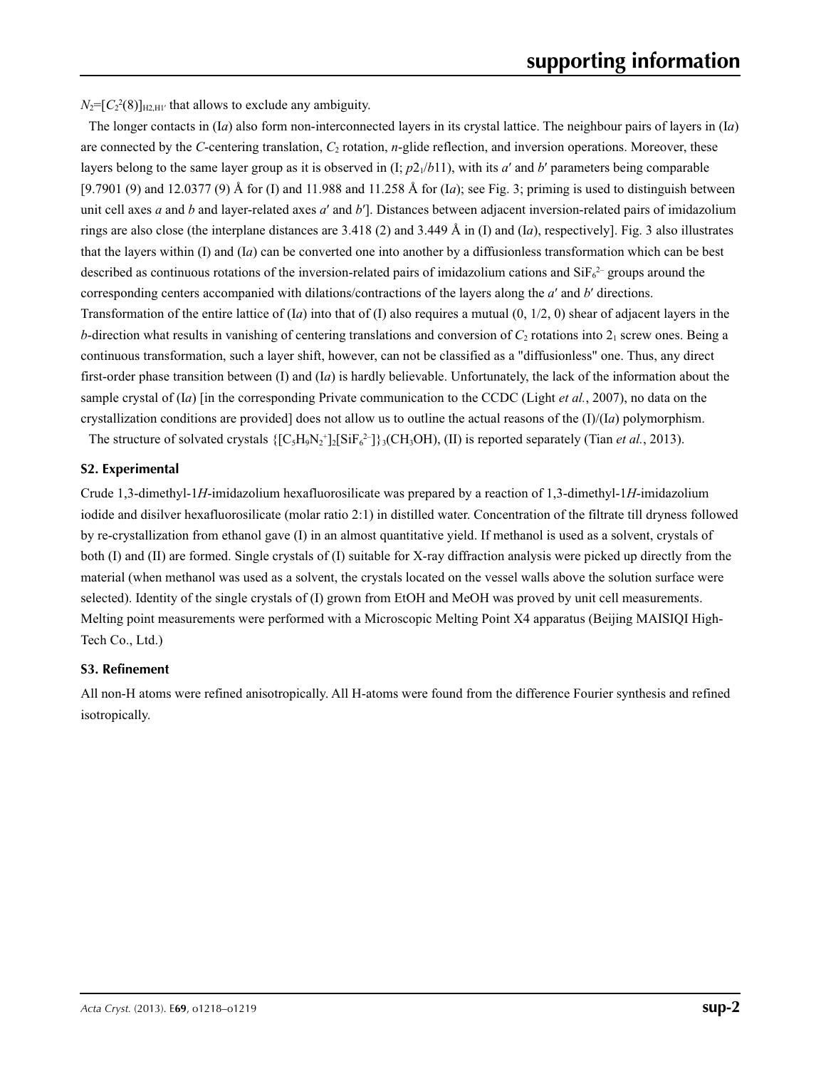$N_2$=[$C_2^2(8)$]$_{H2,H1'}$ that allows to exclude any ambiguity.

The longer contacts in (I*a*) also form non-interconnected layers in its crystal lattice. The neighbour pairs of layers in (I*a*) are connected by the *C*-centering translation, $C_2$ rotation, *n*-glide reflection, and inversion operations. Moreover, these layers belong to the same layer group as it is observed in (I; $p2_1/b11$), with its *a*′ and *b*′ parameters being comparable [9.7901 (9) and 12.0377 (9) Å for (I) and 11.988 and 11.258 Å for (I*a*); see Fig. 3; priming is used to distinguish between unit cell axes *a* and *b* and layer-related axes *a*′ and *b*′]. Distances between adjacent inversion-related pairs of imidazolium rings are also close (the interplane distances are 3.418 (2) and 3.449 Å in (I) and (I*a*), respectively]. Fig. 3 also illustrates that the layers within (I) and (I*a*) can be converted one into another by a diffusionless transformation which can be best described as continuous rotations of the inversion-related pairs of imidazolium cations and $SiF_6^{2-}$ groups around the corresponding centers accompanied with dilations/contractions of the layers along the *a*′ and *b*′ directions. Transformation of the entire lattice of (I*a*) into that of (I) also requires a mutual (0, 1/2, 0) shear of adjacent layers in the *b*-direction what results in vanishing of centering translations and conversion of $C_2$ rotations into $2_1$ screw ones. Being a continuous transformation, such a layer shift, however, can not be classified as a "diffusionless" one. Thus, any direct first-order phase transition between (I) and (I*a*) is hardly believable. Unfortunately, the lack of the information about the sample crystal of (I*a*) [in the corresponding Private communication to the CCDC (Light *et al.*, 2007), no data on the crystallization conditions are provided] does not allow us to outline the actual reasons of the (I)/(I*a*) polymorphism.

The structure of solvated crystals $\{[C_5H_9N_2^+]_2[SiF_6^{2-}]\}_3(CH_3OH)$, (II) is reported separately (Tian *et al.*, 2013).

## S2. Experimental

Crude 1,3-dimethyl-1*H*-imidazolium hexafluorosilicate was prepared by a reaction of 1,3-dimethyl-1*H*-imidazolium iodide and disilver hexafluorosilicate (molar ratio 2:1) in distilled water. Concentration of the filtrate till dryness followed by re-crystallization from ethanol gave (I) in an almost quantitative yield. If methanol is used as a solvent, crystals of both (I) and (II) are formed. Single crystals of (I) suitable for X-ray diffraction analysis were picked up directly from the material (when methanol was used as a solvent, the crystals located on the vessel walls above the solution surface were selected). Identity of the single crystals of (I) grown from EtOH and MeOH was proved by unit cell measurements. Melting point measurements were performed with a Microscopic Melting Point X4 apparatus (Beijing MAISIQI High-Tech Co., Ltd.)

## S3. Refinement

All non-H atoms were refined anisotropically. All H-atoms were found from the difference Fourier synthesis and refined isotropically.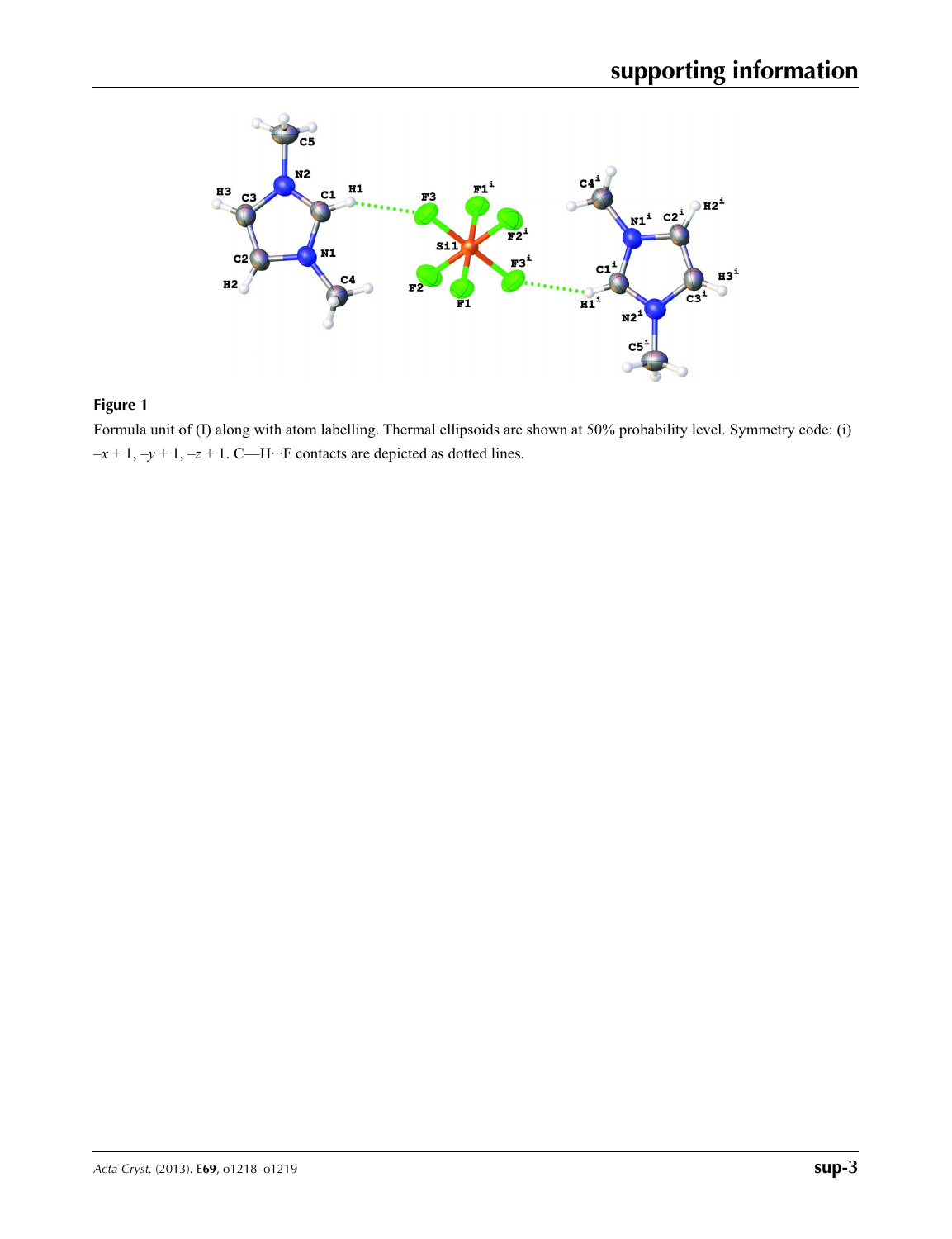**Figure 1**

Formula unit of (I) along with atom labelling. Thermal ellipsoids are shown at 50% probability level. Symmetry code: (i) $-x + 1, -y + 1, -z + 1$. C—H···F contacts are depicted as dotted lines.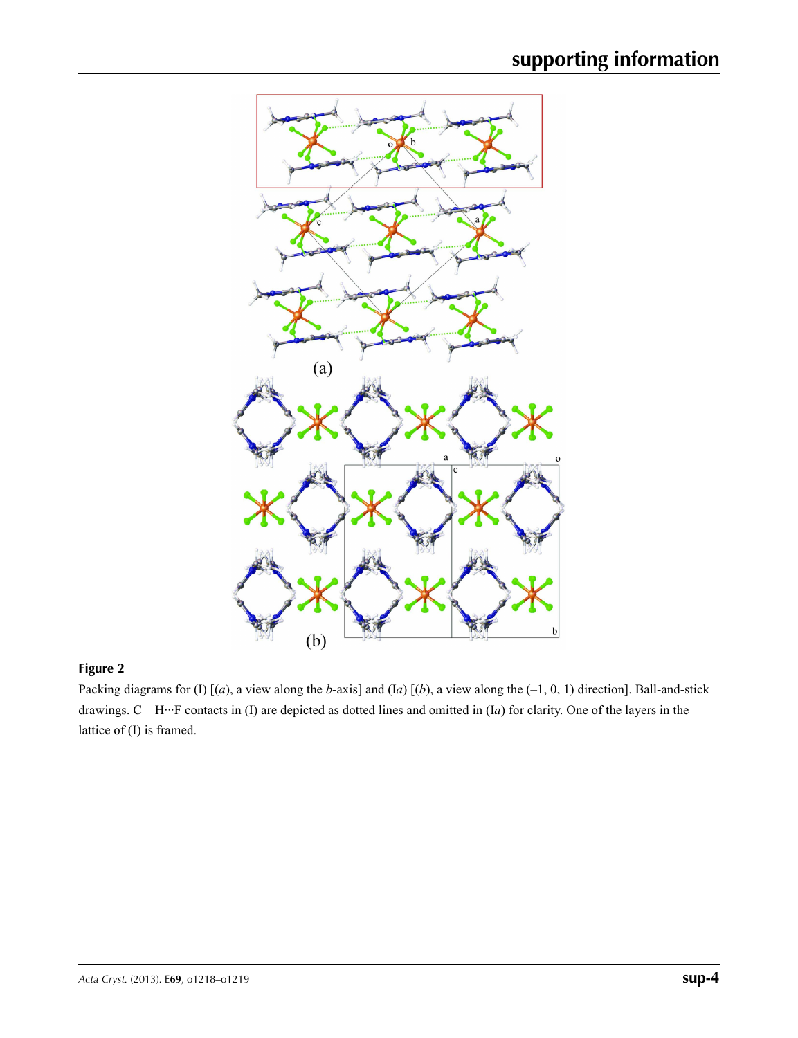**Figure 2**

Packing diagrams for (I) [(*a*), a view along the *b*-axis] and (I*a*) [(*b*), a view along the (–1, 0, 1) direction]. Ball-and-stick drawings. C—H···F contacts in (I) are depicted as dotted lines and omitted in (I*a*) for clarity. One of the layers in the lattice of (I) is framed.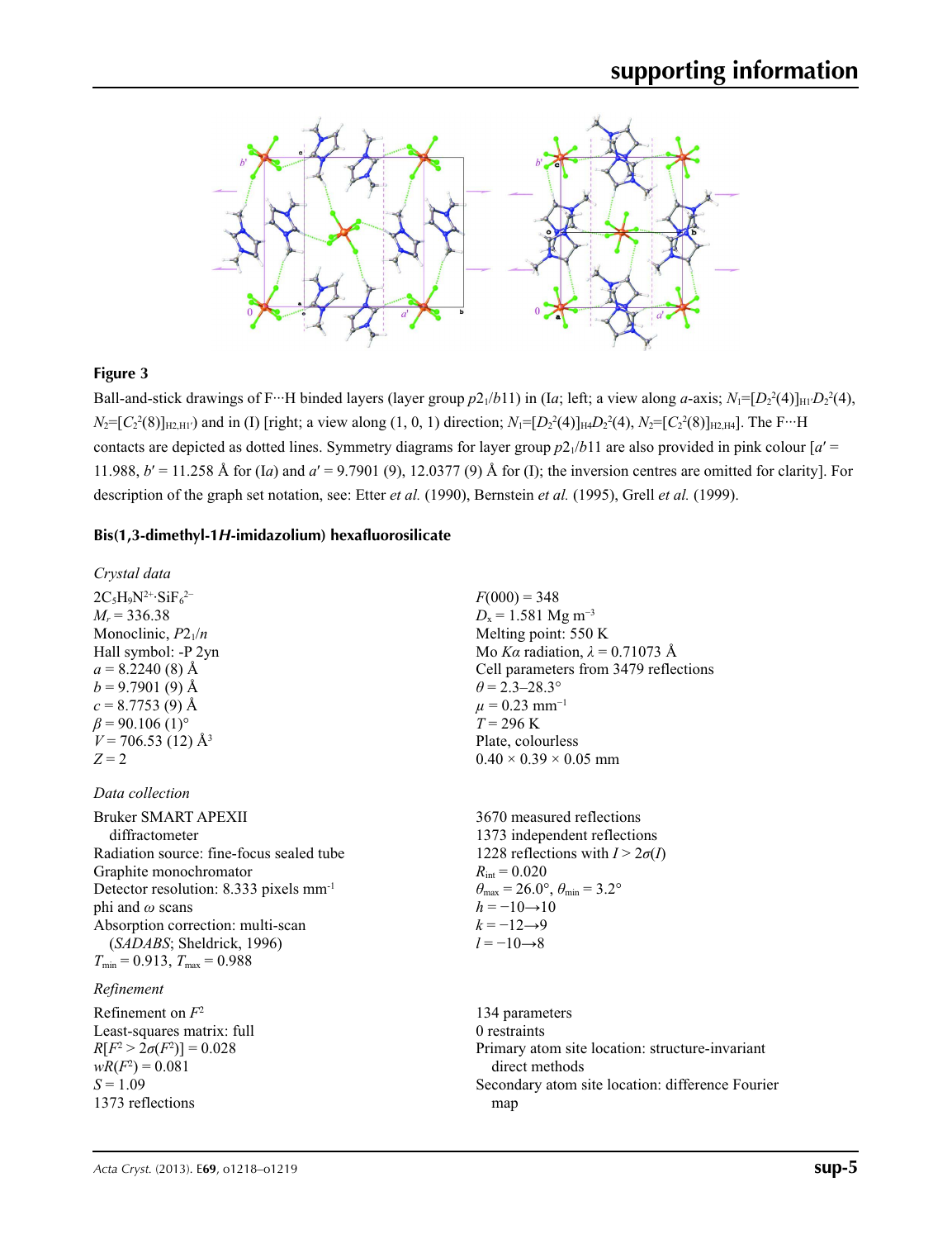**Figure 3**

Ball-and-stick drawings of F···H binded layers (layer group $p2_1/b11$) in (I*a*; left; a view along *a*-axis; $N_1=[D_2^2(4)]_{H1'}D_2^2(4)$, $N_2=[C_2^2(8)]_{H2,H1'}$) and in (I) [right; a view along (1, 0, 1) direction; $N_1=[D_2^2(4)]_{H4}D_2^2(4)$, $N_2=[C_2^2(8)]_{H2,H4}$]. The F···H contacts are depicted as dotted lines. Symmetry diagrams for layer group $p2_1/b11$ are also provided in pink colour [$a'$ = 11.988, $b'$ = 11.258 Å for (I*a*) and $a'$ = 9.7901 (9), 12.0377 (9) Å for (I); the inversion centres are omitted for clarity]. For description of the graph set notation, see: Etter *et al.* (1990), Bernstein *et al.* (1995), Grell *et al.* (1999).

## Bis(1,3-dimethyl-1*H*-imidazolium) hexafluorosilicate

### *Crystal data*

$2C_5H_9N^{2+}\cdot SiF_6^{2-}$
$M_r$ = 336.38
Monoclinic, $P2_1/n$
Hall symbol: -P 2yn
$a$ = 8.2240 (8) Å
$b$ = 9.7901 (9) Å
$c$ = 8.7753 (9) Å
$\beta$ = 90.106 (1)°
$V$ = 706.53 (12) Å$^3$
$Z$ = 2
$F(000)$ = 348
$D_x$ = 1.581 Mg m$^{-3}$
Melting point: 550 K
Mo $K\alpha$ radiation, $\lambda$ = 0.71073 Å
Cell parameters from 3479 reflections
$\theta$ = 2.3–28.3°
$\mu$ = 0.23 mm$^{-1}$
$T$ = 296 K
Plate, colourless
0.40 × 0.39 × 0.05 mm

### *Data collection*

Bruker SMART APEXII diffractometer
Radiation source: fine-focus sealed tube
Graphite monochromator
Detector resolution: 8.333 pixels mm$^{-1}$
phi and $\omega$ scans
Absorption correction: multi-scan (*SADABS*; Sheldrick, 1996)
$T_{min}$ = 0.913, $T_{max}$ = 0.988
3670 measured reflections
1373 independent reflections
1228 reflections with $I > 2\sigma(I)$
$R_{int}$ = 0.020
$\theta_{max}$ = 26.0°, $\theta_{min}$ = 3.2°
$h$ = −10→10
$k$ = −12→9
$l$ = −10→8

### *Refinement*

Refinement on $F^2$
Least-squares matrix: full
$R[F^2 > 2\sigma(F^2)]$ = 0.028
$wR(F^2)$ = 0.081
$S$ = 1.09
1373 reflections
134 parameters
0 restraints
Primary atom site location: structure-invariant direct methods
Secondary atom site location: difference Fourier map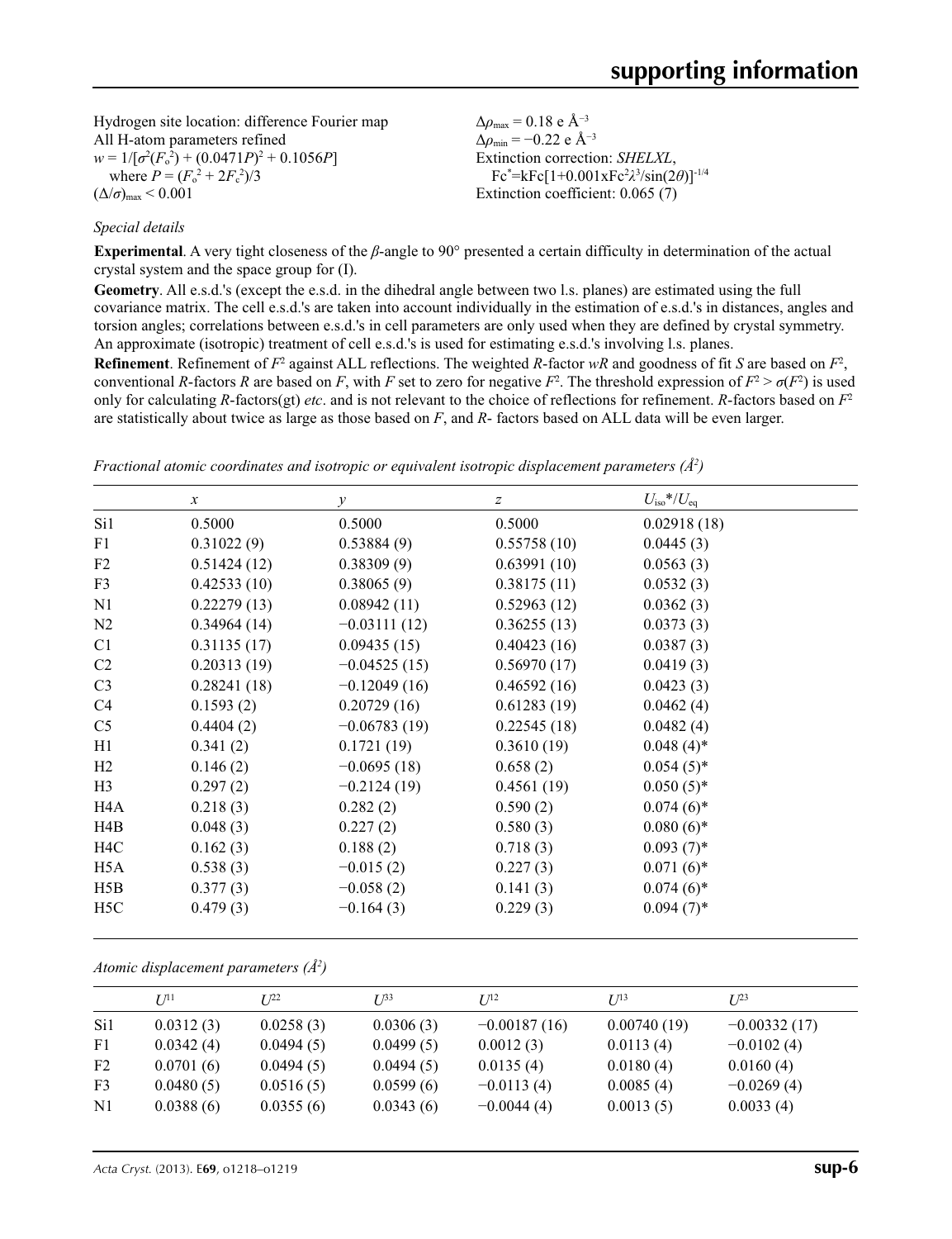Hydrogen site location: difference Fourier map
All H-atom parameters refined
$w = 1/[\sigma^2(F_o^2) + (0.0471P)^2 + 0.1056P]$
where $P = (F_o^2 + 2F_c^2)/3$
$(\Delta/\sigma)_{max} < 0.001$

$\Delta\rho_{max} = 0.18$ e Å$^{-3}$
$\Delta\rho_{min} = -0.22$ e Å$^{-3}$
Extinction correction: *SHELXL*, $Fc^{*}=kFc[1+0.001xFc^2\lambda^3/\sin(2\theta)]^{-1/4}$
Extinction coefficient: 0.065 (7)

*Special details*

**Experimental**. A very tight closeness of the *β*-angle to 90° presented a certain difficulty in determination of the actual crystal system and the space group for (I).

**Geometry**. All e.s.d.'s (except the e.s.d. in the dihedral angle between two l.s. planes) are estimated using the full covariance matrix. The cell e.s.d.'s are taken into account individually in the estimation of e.s.d.'s in distances, angles and torsion angles; correlations between e.s.d.'s in cell parameters are only used when they are defined by crystal symmetry. An approximate (isotropic) treatment of cell e.s.d.'s is used for estimating e.s.d.'s involving l.s. planes.

**Refinement**. Refinement of $F^2$ against ALL reflections. The weighted *R*-factor *wR* and goodness of fit *S* are based on $F^2$, conventional *R*-factors *R* are based on *F*, with *F* set to zero for negative $F^2$. The threshold expression of $F^2 > \sigma(F^2)$ is used only for calculating *R*-factors(gt) *etc*. and is not relevant to the choice of reflections for refinement. *R*-factors based on $F^2$ are statistically about twice as large as those based on *F*, and *R*- factors based on ALL data will be even larger.

*Fractional atomic coordinates and isotropic or equivalent isotropic displacement parameters (Å$^2$)*

| | *x* | *y* | *z* | $U_{iso}$*/$U_{eq}$ |
|---|---|---|---|---|
| Si1 | 0.5000 | 0.5000 | 0.5000 | 0.02918 (18) |
| F1 | 0.31022 (9) | 0.53884 (9) | 0.55758 (10) | 0.0445 (3) |
| F2 | 0.51424 (12) | 0.38309 (9) | 0.63991 (10) | 0.0563 (3) |
| F3 | 0.42533 (10) | 0.38065 (9) | 0.38175 (11) | 0.0532 (3) |
| N1 | 0.22279 (13) | 0.08942 (11) | 0.52963 (12) | 0.0362 (3) |
| N2 | 0.34964 (14) | −0.03111 (12) | 0.36255 (13) | 0.0373 (3) |
| C1 | 0.31135 (17) | 0.09435 (15) | 0.40423 (16) | 0.0387 (3) |
| C2 | 0.20313 (19) | −0.04525 (15) | 0.56970 (17) | 0.0419 (3) |
| C3 | 0.28241 (18) | −0.12049 (16) | 0.46592 (16) | 0.0423 (3) |
| C4 | 0.1593 (2) | 0.20729 (16) | 0.61283 (19) | 0.0462 (4) |
| C5 | 0.4404 (2) | −0.06783 (19) | 0.22545 (18) | 0.0482 (4) |
| H1 | 0.341 (2) | 0.1721 (19) | 0.3610 (19) | 0.048 (4)* |
| H2 | 0.146 (2) | −0.0695 (18) | 0.658 (2) | 0.054 (5)* |
| H3 | 0.297 (2) | −0.2124 (19) | 0.4561 (19) | 0.050 (5)* |
| H4A | 0.218 (3) | 0.282 (2) | 0.590 (2) | 0.074 (6)* |
| H4B | 0.048 (3) | 0.227 (2) | 0.580 (3) | 0.080 (6)* |
| H4C | 0.162 (3) | 0.188 (2) | 0.718 (3) | 0.093 (7)* |
| H5A | 0.538 (3) | −0.015 (2) | 0.227 (3) | 0.071 (6)* |
| H5B | 0.377 (3) | −0.058 (2) | 0.141 (3) | 0.074 (6)* |
| H5C | 0.479 (3) | −0.164 (3) | 0.229 (3) | 0.094 (7)* |

*Atomic displacement parameters (Å$^2$)*

| | $U^{11}$ | $U^{22}$ | $U^{33}$ | $U^{12}$ | $U^{13}$ | $U^{23}$ |
|---|---|---|---|---|---|---|
| Si1 | 0.0312 (3) | 0.0258 (3) | 0.0306 (3) | −0.00187 (16) | 0.00740 (19) | −0.00332 (17) |
| F1 | 0.0342 (4) | 0.0494 (5) | 0.0499 (5) | 0.0012 (3) | 0.0113 (4) | −0.0102 (4) |
| F2 | 0.0701 (6) | 0.0494 (5) | 0.0494 (5) | 0.0135 (4) | 0.0180 (4) | 0.0160 (4) |
| F3 | 0.0480 (5) | 0.0516 (5) | 0.0599 (6) | −0.0113 (4) | 0.0085 (4) | −0.0269 (4) |
| N1 | 0.0388 (6) | 0.0355 (6) | 0.0343 (6) | −0.0044 (4) | 0.0013 (5) | 0.0033 (4) |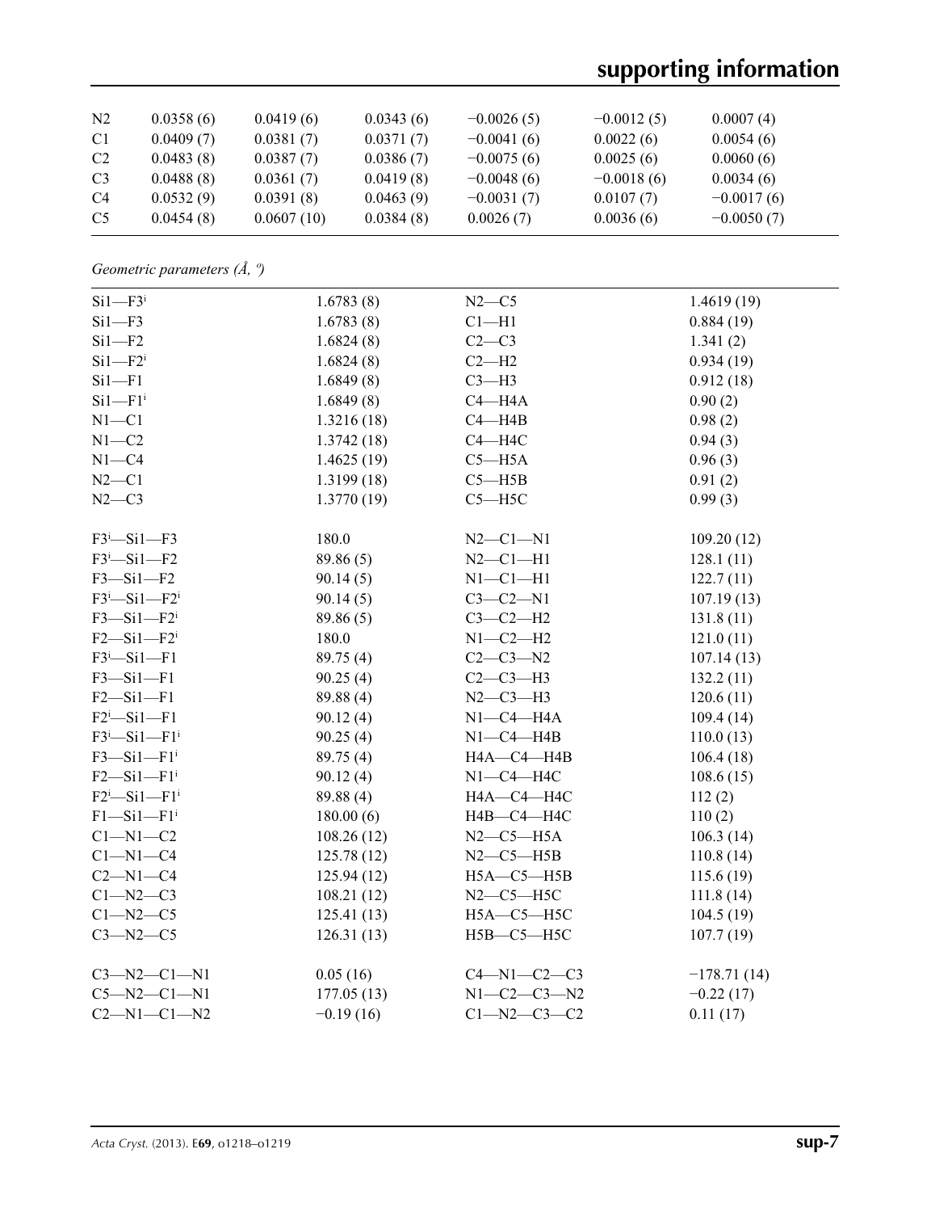| N2 | 0.0358 (6) | 0.0419 (6) | 0.0343 (6) | −0.0026 (5) | −0.0012 (5) | 0.0007 (4) |
|---|---|---|---|---|---|---|
| C1 | 0.0409 (7) | 0.0381 (7) | 0.0371 (7) | −0.0041 (6) | 0.0022 (6) | 0.0054 (6) |
| C2 | 0.0483 (8) | 0.0387 (7) | 0.0386 (7) | −0.0075 (6) | 0.0025 (6) | 0.0060 (6) |
| C3 | 0.0488 (8) | 0.0361 (7) | 0.0419 (8) | −0.0048 (6) | −0.0018 (6) | 0.0034 (6) |
| C4 | 0.0532 (9) | 0.0391 (8) | 0.0463 (9) | −0.0031 (7) | 0.0107 (7) | −0.0017 (6) |
| C5 | 0.0454 (8) | 0.0607 (10) | 0.0384 (8) | 0.0026 (7) | 0.0036 (6) | −0.0050 (7) |

*Geometric parameters (Å, º)*

| | | | |
|---|---|---|---|
| Si1—F3[i] | 1.6783 (8) | N2—C5 | 1.4619 (19) |
| Si1—F3 | 1.6783 (8) | C1—H1 | 0.884 (19) |
| Si1—F2 | 1.6824 (8) | C2—C3 | 1.341 (2) |
| Si1—F2[i] | 1.6824 (8) | C2—H2 | 0.934 (19) |
| Si1—F1 | 1.6849 (8) | C3—H3 | 0.912 (18) |
| Si1—F1[i] | 1.6849 (8) | C4—H4A | 0.90 (2) |
| N1—C1 | 1.3216 (18) | C4—H4B | 0.98 (2) |
| N1—C2 | 1.3742 (18) | C4—H4C | 0.94 (3) |
| N1—C4 | 1.4625 (19) | C5—H5A | 0.96 (3) |
| N2—C1 | 1.3199 (18) | C5—H5B | 0.91 (2) |
| N2—C3 | 1.3770 (19) | C5—H5C | 0.99 (3) |
| | | | |
| F3[i]—Si1—F3 | 180.0 | N2—C1—N1 | 109.20 (12) |
| F3[i]—Si1—F2 | 89.86 (5) | N2—C1—H1 | 128.1 (11) |
| F3—Si1—F2 | 90.14 (5) | N1—C1—H1 | 122.7 (11) |
| F3[i]—Si1—F2[i] | 90.14 (5) | C3—C2—N1 | 107.19 (13) |
| F3—Si1—F2[i] | 89.86 (5) | C3—C2—H2 | 131.8 (11) |
| F2—Si1—F2[i] | 180.0 | N1—C2—H2 | 121.0 (11) |
| F3[i]—Si1—F1 | 89.75 (4) | C2—C3—N2 | 107.14 (13) |
| F3—Si1—F1 | 90.25 (4) | C2—C3—H3 | 132.2 (11) |
| F2—Si1—F1 | 89.88 (4) | N2—C3—H3 | 120.6 (11) |
| F2[i]—Si1—F1 | 90.12 (4) | N1—C4—H4A | 109.4 (14) |
| F3[i]—Si1—F1[i] | 90.25 (4) | N1—C4—H4B | 110.0 (13) |
| F3—Si1—F1[i] | 89.75 (4) | H4A—C4—H4B | 106.4 (18) |
| F2—Si1—F1[i] | 90.12 (4) | N1—C4—H4C | 108.6 (15) |
| F2[i]—Si1—F1[i] | 89.88 (4) | H4A—C4—H4C | 112 (2) |
| F1—Si1—F1[i] | 180.00 (6) | H4B—C4—H4C | 110 (2) |
| C1—N1—C2 | 108.26 (12) | N2—C5—H5A | 106.3 (14) |
| C1—N1—C4 | 125.78 (12) | N2—C5—H5B | 110.8 (14) |
| C2—N1—C4 | 125.94 (12) | H5A—C5—H5B | 115.6 (19) |
| C1—N2—C3 | 108.21 (12) | N2—C5—H5C | 111.8 (14) |
| C1—N2—C5 | 125.41 (13) | H5A—C5—H5C | 104.5 (19) |
| C3—N2—C5 | 126.31 (13) | H5B—C5—H5C | 107.7 (19) |
| | | | |
| C3—N2—C1—N1 | 0.05 (16) | C4—N1—C2—C3 | −178.71 (14) |
| C5—N2—C1—N1 | 177.05 (13) | N1—C2—C3—N2 | −0.22 (17) |
| C2—N1—C1—N2 | −0.19 (16) | C1—N2—C3—C2 | 0.11 (17) |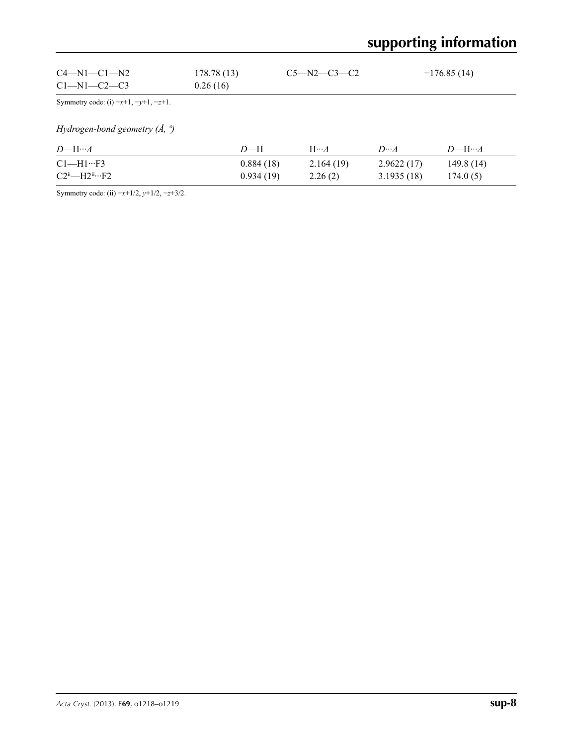| | | | |
|---|---|---|---|
| C4—N1—C1—N2 | 178.78 (13) | C5—N2—C3—C2 | −176.85 (14) |
| C1—N1—C2—C3 | 0.26 (16) | | |

Symmetry code: (i) −*x*+1, −*y*+1, −*z*+1.

*Hydrogen-bond geometry (Å, º)*

| *D*—H···*A* | *D*—H | H···*A* | *D*···*A* | *D*—H···*A* |
|---|---|---|---|---|
| C1—H1···F3 | 0.884 (18) | 2.164 (19) | 2.9622 (17) | 149.8 (14) |
| C2$^{ii}$—H2$^{ii}$···F2 | 0.934 (19) | 2.26 (2) | 3.1935 (18) | 174.0 (5) |

Symmetry code: (ii) −*x*+1/2, *y*+1/2, −*z*+3/2.